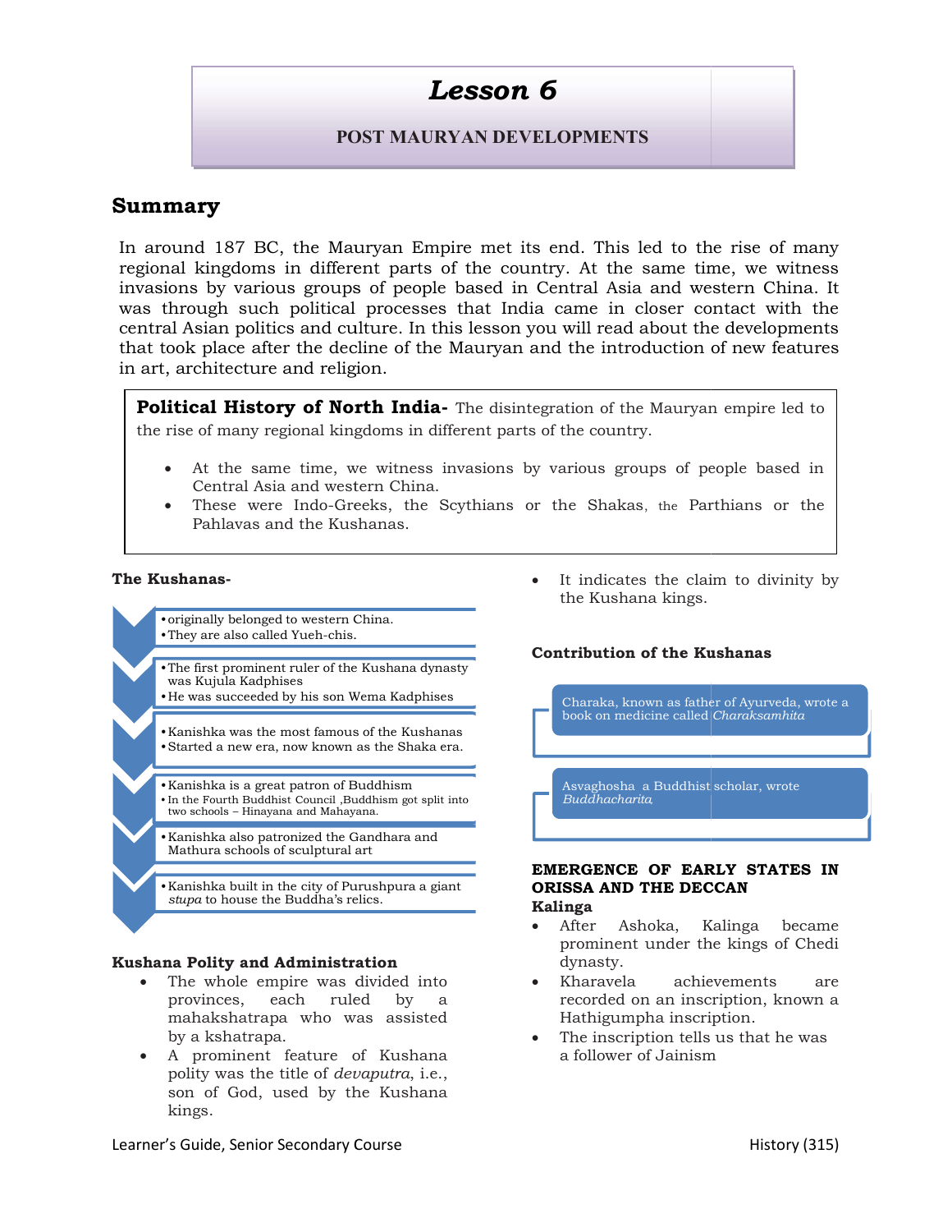# Lesson 6

## POST MAURYAN DEVELOPMENTS

## Summary

In around 187 BC, the Mauryan Empire met its end. This led to the rise of many regional kingdoms in different parts of the country. At the same time, we witness invasions by various groups of people based in Central Asia and western China. It was through such political processes that India came in closer contact with the central Asian politics and culture. In this lesson you will read about the developments that took place after the decline of the Mauryan and the introduction of new features in art, architecture and religion.

**Political History of North India-** The disintegration of the Mauryan empire led to the rise of many regional kingdoms in different parts of the country.

- At the same time, we witness invasions by various groups of people based in Central Asia and western China.
- These were Indo-Greeks, the Scythians or the Shakas, the Parthians or the Pahlavas and the Kushanas.

### The Kushanas-

- originally belonged to western China.
- They are also called Yueh-chis.

- The first prominent ruler of the Kushana dynasty was Kujula Kadphises
- He was succeeded by his son Wema Kadphises

- Kanishka was the most famous of the Kushanas
- Started a new era, now known as the Shaka era.

- Kanishka is a great patron of Buddhism
- In the Fourth Buddhist Council ,Buddhism got split into two schools – Hinayana and Mahayana.

- Kanishka also patronized the Gandhara and Mathura schools of sculptural art

- Kanishka built in the city of Purushpura a giant *stupa* to house the Buddha's relics.

### Kushana Polity and Administration

- The whole empire was divided into provinces, each ruled by a mahakshatrapa who was assisted by a kshatrapa.
- A prominent feature of Kushana polity was the title of *devaputra*, i.e., son of God, used by the Kushana kings.
- It indicates the claim to divinity by the Kushana kings.

### Contribution of the Kushanas

- Charaka, known as father of Ayurveda, wrote a book on medicine called *Charaksamhita*
- Asvaghosha a Buddhist scholar, wrote *Buddhacharita*

### EMERGENCE OF EARLY STATES IN ORISSA AND THE DECCAN

**Kalinga**

- After Ashoka, Kalinga became prominent under the kings of Chedi dynasty.
- Kharavela achievements are recorded on an inscription, known a Hathigumpha inscription.
- The inscription tells us that he was a follower of Jainism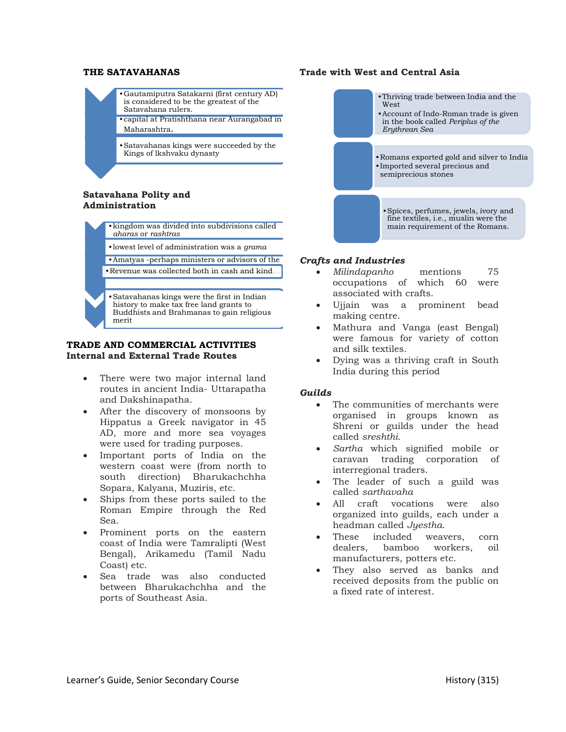### THE SATAVAHANAS

- Gautamiputra Satakarni (first century AD) is considered to be the greatest of the Satavahana rulers.
- capital at Pratishthana near Aurangabad in Maharashtra.
- Satavahanas kings were succeeded by the Kings of lkshvaku dynasty

### Satavahana Polity and Administration

- kingdom was divided into subdivisions called *aharas* or *rashtras*
- lowest level of administration was a *grama*
- Amatyas -perhaps ministers or advisors of the
- Revenue was collected both in cash and kind
- Satavahana kings were the first in Indian history to make tax free land grants to Buddhists and Brahmanas to gain religious merit

## TRADE AND COMMERCIAL ACTIVITIES

### Internal and External Trade Routes

- There were two major internal land routes in ancient India- Uttarapatha and Dakshinapatha.
- After the discovery of monsoons by Hippatus a Greek navigator in 45 AD, more and more sea voyages were used for trading purposes.
- Important ports of India on the western coast were (from north to south direction) Bharukachchha Sopara, Kalyana, Muziris, etc.
- Ships from these ports sailed to the Roman Empire through the Red Sea.
- Prominent ports on the eastern coast of India were Tamralipti (West Bengal), Arikamedu (Tamil Nadu Coast) etc.
- Sea trade was also conducted between Bharukachchha and the ports of Southeast Asia.

### Trade with West and Central Asia

- Thriving trade between India and the West
- Account of Indo-Roman trade is given in the book called *Periplus of the Erythrean Sea*

- Romans exported gold and silver to India
- Imported several precious and semiprecious stones

- Spices, perfumes, jewels, ivory and fine textiles, i.e., muslin were the main requirement of the Romans.

### *Crafts and Industries*

- *Milindapanho* mentions 75 occupations of which 60 were associated with crafts.
- Ujjain was a prominent bead making centre.
- Mathura and Vanga (east Bengal) were famous for variety of cotton and silk textiles.
- Dying was a thriving craft in South India during this period

### *Guilds*

- The communities of merchants were organised in groups known as Shreni or guilds under the head called *sreshthi*.
- *Sartha* which signified mobile or caravan trading corporation of interregional traders.
- The leader of such a guild was called *sarthavaha*
- All craft vocations were also organized into guilds, each under a headman called *Jyestha*.
- These included weavers, corn dealers, bamboo workers, oil manufacturers, potters etc.
- They also served as banks and received deposits from the public on a fixed rate of interest.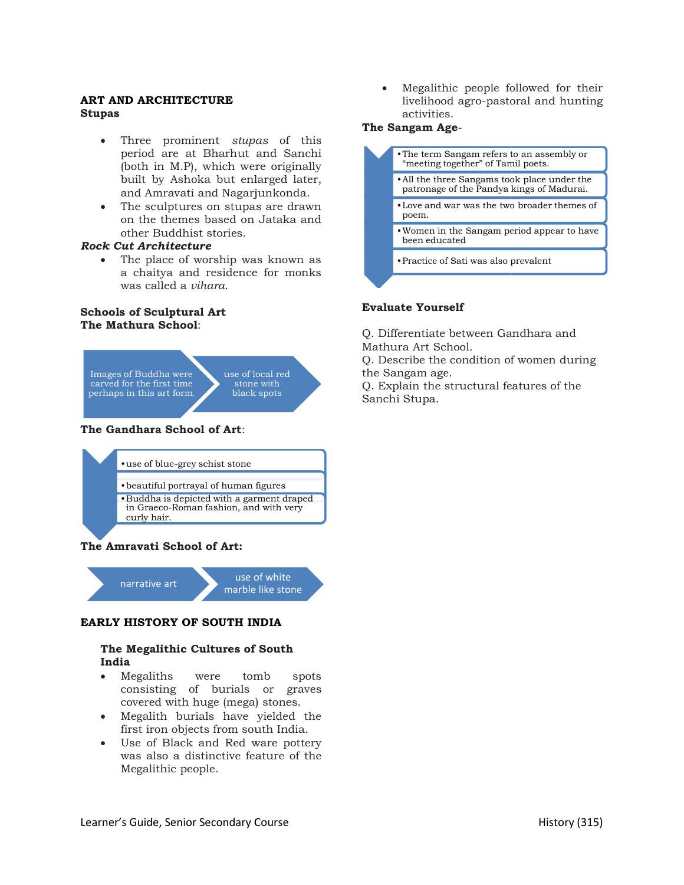## ART AND ARCHITECTURE

### Stupas

- Three prominent *stupas* of this period are at Bharhut and Sanchi (both in M.P), which were originally built by Ashoka but enlarged later, and Amravati and Nagarjunkonda.
- The sculptures on stupas are drawn on the themes based on Jataka and other Buddhist stories.

***Rock Cut Architecture***

- The place of worship was known as a chaitya and residence for monks was called a *vihara*.

### Schools of Sculptural Art

**The Mathura School**:

- Images of Buddha were carved for the first time perhaps in this art form.
- use of local red stone with black spots

**The Gandhara School of Art**:

- use of blue-grey schist stone
- beautiful portrayal of human figures
- Buddha is depicted with a garment draped in Graeco-Roman fashion, and with very curly hair.

**The Amravati School of Art:**

- narrative art
- use of white marble like stone

## EARLY HISTORY OF SOUTH INDIA

### The Megalithic Cultures of South India

- Megaliths were tomb spots consisting of burials or graves covered with huge (mega) stones.
- Megalith burials have yielded the first iron objects from south India.
- Use of Black and Red ware pottery was also a distinctive feature of the Megalithic people.
- Megalithic people followed for their livelihood agro-pastoral and hunting activities.

### The Sangam Age-

- The term Sangam refers to an assembly or "meeting together" of Tamil poets.
- All the three Sangams took place under the patronage of the Pandya kings of Madurai.
- Love and war was the two broader themes of poem.
- Women in the Sangam period appear to have been educated
- Practice of Sati was also prevalent

### Evaluate Yourself

Q. Differentiate between Gandhara and Mathura Art School.

Q. Describe the condition of women during the Sangam age.

Q. Explain the structural features of the Sanchi Stupa.